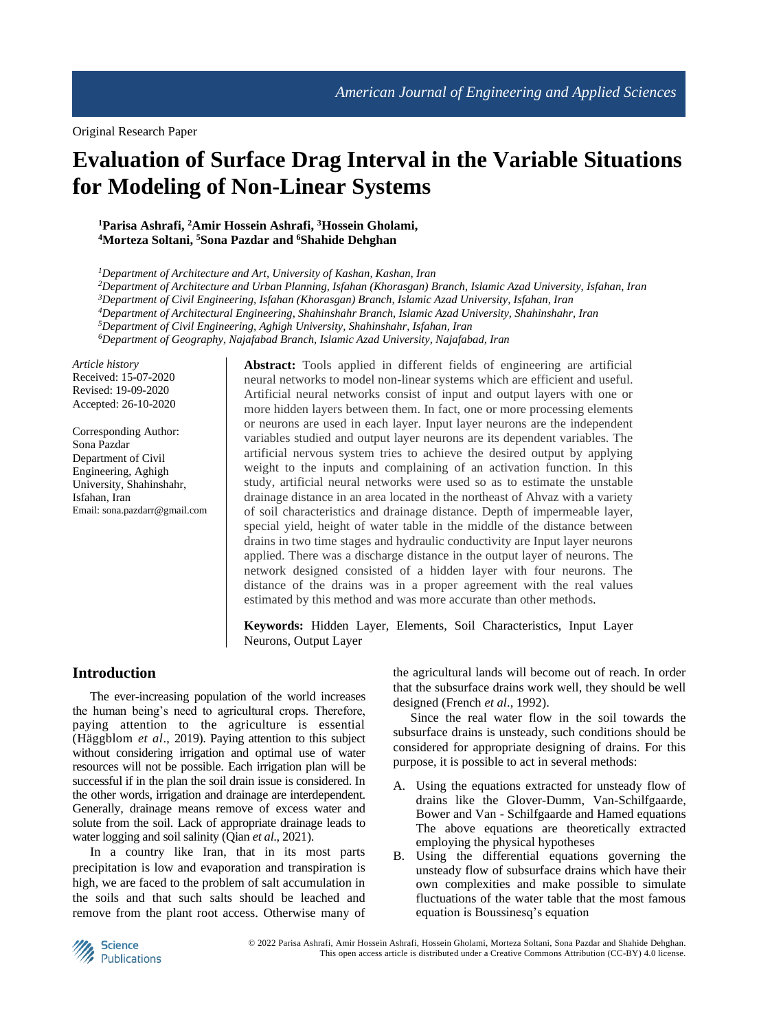Original Research Paper

# Evaluation of Surface Drag Interval in the Variable Situations for Modeling of Non-Linear Systems

**[1]Parisa Ashrafi, [2]Amir Hossein Ashrafi, [3]Hossein Gholami, [4]Morteza Soltani, [5]Sona Pazdar and [6]Shahide Dehghan**

*[1]Department of Architecture and Art, University of Kashan, Kashan, Iran*
*[2]Department of Architecture and Urban Planning, Isfahan (Khorasgan) Branch, Islamic Azad University, Isfahan, Iran*
*[3]Department of Civil Engineering, Isfahan (Khorasgan) Branch, Islamic Azad University, Isfahan, Iran*
*[4]Department of Architectural Engineering, Shahinshahr Branch, Islamic Azad University, Shahinshahr, Iran*
*[5]Department of Civil Engineering, Aghigh University, Shahinshahr, Isfahan, Iran*
*[6]Department of Geography, Najafabad Branch, Islamic Azad University, Najafabad, Iran*

*Article history*
Received: 15-07-2020
Revised: 19-09-2020
Accepted: 26-10-2020

Corresponding Author:
Sona Pazdar
Department of Civil Engineering, Aghigh University, Shahinshahr, Isfahan, Iran
Email: sona.pazdarr@gmail.com

**Abstract:** Tools applied in different fields of engineering are artificial neural networks to model non-linear systems which are efficient and useful. Artificial neural networks consist of input and output layers with one or more hidden layers between them. In fact, one or more processing elements or neurons are used in each layer. Input layer neurons are the independent variables studied and output layer neurons are its dependent variables. The artificial nervous system tries to achieve the desired output by applying weight to the inputs and complaining of an activation function. In this study, artificial neural networks were used so as to estimate the unstable drainage distance in an area located in the northeast of Ahvaz with a variety of soil characteristics and drainage distance. Depth of impermeable layer, special yield, height of water table in the middle of the distance between drains in two time stages and hydraulic conductivity are Input layer neurons applied. There was a discharge distance in the output layer of neurons. The network designed consisted of a hidden layer with four neurons. The distance of the drains was in a proper agreement with the real values estimated by this method and was more accurate than other methods.

**Keywords:** Hidden Layer, Elements, Soil Characteristics, Input Layer Neurons, Output Layer

## Introduction

The ever-increasing population of the world increases the human being's need to agricultural crops. Therefore, paying attention to the agriculture is essential (Häggblom *et al*., 2019). Paying attention to this subject without considering irrigation and optimal use of water resources will not be possible. Each irrigation plan will be successful if in the plan the soil drain issue is considered. In the other words, irrigation and drainage are interdependent. Generally, drainage means remove of excess water and solute from the soil. Lack of appropriate drainage leads to water logging and soil salinity (Qian *et al*., 2021).

In a country like Iran, that in its most parts precipitation is low and evaporation and transpiration is high, we are faced to the problem of salt accumulation in the soils and that such salts should be leached and remove from the plant root access. Otherwise many of the agricultural lands will become out of reach. In order that the subsurface drains work well, they should be well designed (French *et al*., 1992).

Since the real water flow in the soil towards the subsurface drains is unsteady, such conditions should be considered for appropriate designing of drains. For this purpose, it is possible to act in several methods:

A. Using the equations extracted for unsteady flow of drains like the Glover-Dumm, Van-Schilfgaarde, Bower and Van - Schilfgaarde and Hamed equations The above equations are theoretically extracted employing the physical hypotheses
B. Using the differential equations governing the unsteady flow of subsurface drains which have their own complexities and make possible to simulate fluctuations of the water table that the most famous equation is Boussinesq's equation

© 2022 Parisa Ashrafi, Amir Hossein Ashrafi, Hossein Gholami, Morteza Soltani, Sona Pazdar and Shahide Dehghan. This open access article is distributed under a Creative Commons Attribution (CC-BY) 4.0 license.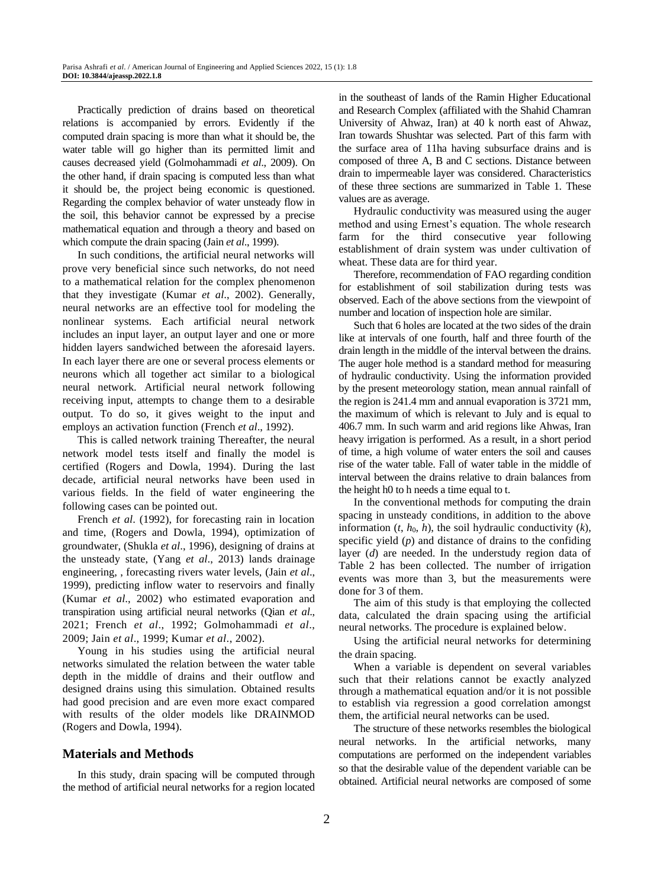Practically prediction of drains based on theoretical relations is accompanied by errors. Evidently if the computed drain spacing is more than what it should be, the water table will go higher than its permitted limit and causes decreased yield (Golmohammadi *et al*., 2009). On the other hand, if drain spacing is computed less than what it should be, the project being economic is questioned. Regarding the complex behavior of water unsteady flow in the soil, this behavior cannot be expressed by a precise mathematical equation and through a theory and based on which compute the drain spacing (Jain *et al*., 1999).

In such conditions, the artificial neural networks will prove very beneficial since such networks, do not need to a mathematical relation for the complex phenomenon that they investigate (Kumar *et al*., 2002). Generally, neural networks are an effective tool for modeling the nonlinear systems. Each artificial neural network includes an input layer, an output layer and one or more hidden layers sandwiched between the aforesaid layers. In each layer there are one or several process elements or neurons which all together act similar to a biological neural network. Artificial neural network following receiving input, attempts to change them to a desirable output. To do so, it gives weight to the input and employs an activation function (French *et al*., 1992).

This is called network training Thereafter, the neural network model tests itself and finally the model is certified (Rogers and Dowla, 1994). During the last decade, artificial neural networks have been used in various fields. In the field of water engineering the following cases can be pointed out.

French *et al*. (1992), for forecasting rain in location and time, (Rogers and Dowla, 1994), optimization of groundwater, (Shukla *et al*., 1996), designing of drains at the unsteady state, (Yang *et al*., 2013) lands drainage engineering, , forecasting rivers water levels, (Jain *et al*., 1999), predicting inflow water to reservoirs and finally (Kumar *et al*., 2002) who estimated evaporation and transpiration using artificial neural networks (Qian *et al*., 2021; French *et al*., 1992; Golmohammadi *et al*., 2009; Jain *et al*., 1999; Kumar *et al*., 2002).

Young in his studies using the artificial neural networks simulated the relation between the water table depth in the middle of drains and their outflow and designed drains using this simulation. Obtained results had good precision and are even more exact compared with results of the older models like DRAINMOD (Rogers and Dowla, 1994).

## Materials and Methods

In this study, drain spacing will be computed through the method of artificial neural networks for a region located in the southeast of lands of the Ramin Higher Educational and Research Complex (affiliated with the Shahid Chamran University of Ahwaz, Iran) at 40 k north east of Ahwaz, Iran towards Shushtar was selected. Part of this farm with the surface area of 11ha having subsurface drains and is composed of three A, B and C sections. Distance between drain to impermeable layer was considered. Characteristics of these three sections are summarized in Table 1. These values are as average.

Hydraulic conductivity was measured using the auger method and using Ernest's equation. The whole research farm for the third consecutive year following establishment of drain system was under cultivation of wheat. These data are for third year.

Therefore, recommendation of FAO regarding condition for establishment of soil stabilization during tests was observed. Each of the above sections from the viewpoint of number and location of inspection hole are similar.

Such that 6 holes are located at the two sides of the drain like at intervals of one fourth, half and three fourth of the drain length in the middle of the interval between the drains. The auger hole method is a standard method for measuring of hydraulic conductivity. Using the information provided by the present meteorology station, mean annual rainfall of the region is 241.4 mm and annual evaporation is 3721 mm, the maximum of which is relevant to July and is equal to 406.7 mm. In such warm and arid regions like Ahwas, Iran heavy irrigation is performed. As a result, in a short period of time, a high volume of water enters the soil and causes rise of the water table. Fall of water table in the middle of interval between the drains relative to drain balances from the height h0 to h needs a time equal to t.

In the conventional methods for computing the drain spacing in unsteady conditions, in addition to the above information ($t$, $h_0$, $h$), the soil hydraulic conductivity ($k$), specific yield ($p$) and distance of drains to the confiding layer ($d$) are needed. In the understudy region data of Table 2 has been collected. The number of irrigation events was more than 3, but the measurements were done for 3 of them.

The aim of this study is that employing the collected data, calculated the drain spacing using the artificial neural networks. The procedure is explained below.

Using the artificial neural networks for determining the drain spacing.

When a variable is dependent on several variables such that their relations cannot be exactly analyzed through a mathematical equation and/or it is not possible to establish via regression a good correlation amongst them, the artificial neural networks can be used.

The structure of these networks resembles the biological neural networks. In the artificial networks, many computations are performed on the independent variables so that the desirable value of the dependent variable can be obtained. Artificial neural networks are composed of some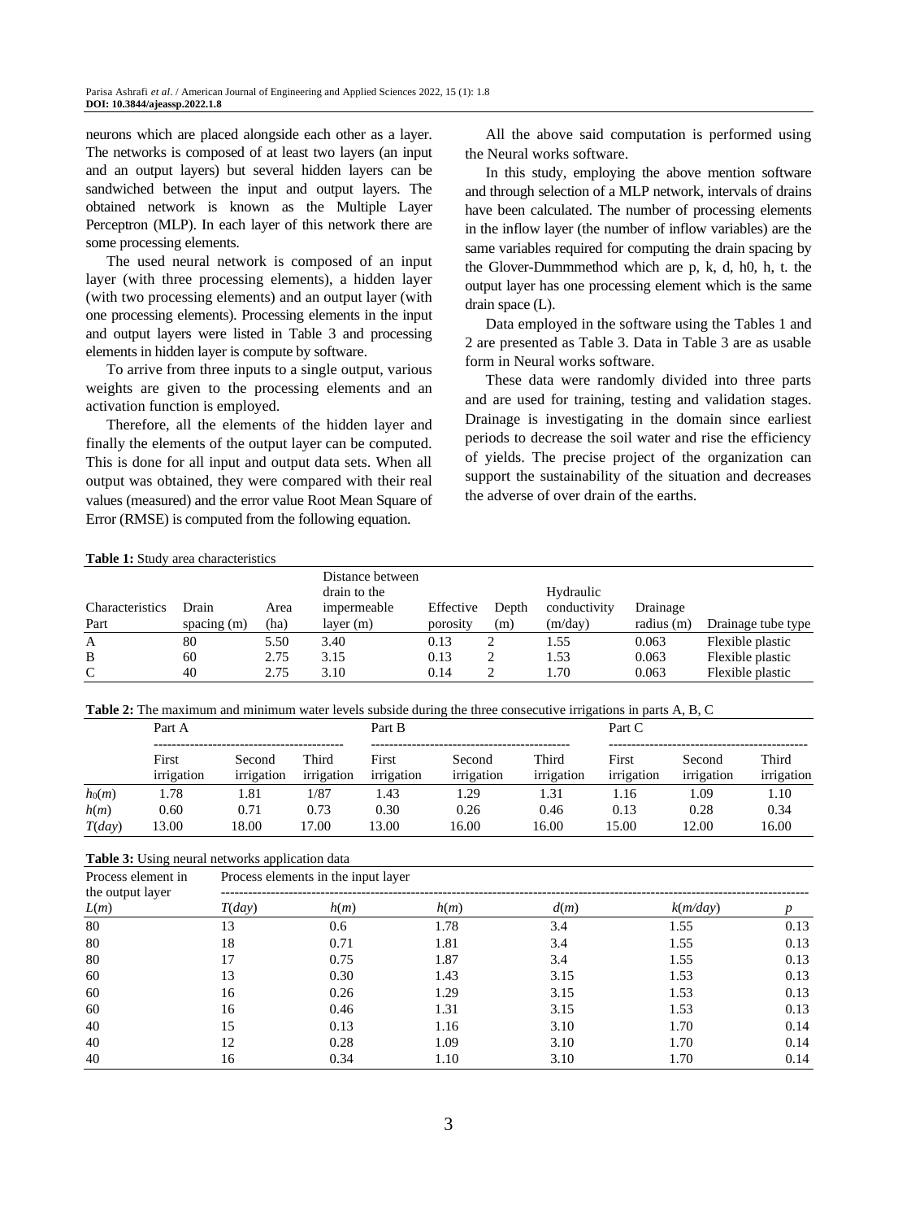neurons which are placed alongside each other as a layer. The networks is composed of at least two layers (an input and an output layers) but several hidden layers can be sandwiched between the input and output layers. The obtained network is known as the Multiple Layer Perceptron (MLP). In each layer of this network there are some processing elements.

The used neural network is composed of an input layer (with three processing elements), a hidden layer (with two processing elements) and an output layer (with one processing elements). Processing elements in the input and output layers were listed in Table 3 and processing elements in hidden layer is compute by software.

To arrive from three inputs to a single output, various weights are given to the processing elements and an activation function is employed.

Therefore, all the elements of the hidden layer and finally the elements of the output layer can be computed. This is done for all input and output data sets. When all output was obtained, they were compared with their real values (measured) and the error value Root Mean Square of Error (RMSE) is computed from the following equation.

All the above said computation is performed using the Neural works software.

In this study, employing the above mention software and through selection of a MLP network, intervals of drains have been calculated. The number of processing elements in the inflow layer (the number of inflow variables) are the same variables required for computing the drain spacing by the Glover-Dummmethod which are p, k, d, h0, h, t. the output layer has one processing element which is the same drain space (L).

Data employed in the software using the Tables 1 and 2 are presented as Table 3. Data in Table 3 are as usable form in Neural works software.

These data were randomly divided into three parts and are used for training, testing and validation stages. Drainage is investigating in the domain since earliest periods to decrease the soil water and rise the efficiency of yields. The precise project of the organization can support the sustainability of the situation and decreases the adverse of over drain of the earths.

**Table 1:** Study area characteristics

| Characteristics Part | Drain spacing (m) | Area (ha) | Distance between drain to the impermeable layer (m) | Effective porosity | Depth (m) | Hydraulic conductivity (m/day) | Drainage radius (m) | Drainage tube type |
|---|---|---|---|---|---|---|---|---|
| A | 80 | 5.50 | 3.40 | 0.13 | 2 | 1.55 | 0.063 | Flexible plastic |
| B | 60 | 2.75 | 3.15 | 0.13 | 2 | 1.53 | 0.063 | Flexible plastic |
| C | 40 | 2.75 | 3.10 | 0.14 | 2 | 1.70 | 0.063 | Flexible plastic |

**Table 2:** The maximum and minimum water levels subside during the three consecutive irrigations in parts A, B, C

| | Part A | | | Part B | | | Part C | | |
|---|---|---|---|---|---|---|---|---|---|
| | First irrigation | Second irrigation | Third irrigation | First irrigation | Second irrigation | Third irrigation | First irrigation | Second irrigation | Third irrigation |
| $h_0(m)$ | 1.78 | 1.81 | 1/87 | 1.43 | 1.29 | 1.31 | 1.16 | 1.09 | 1.10 |
| $h(m)$ | 0.60 | 0.71 | 0.73 | 0.30 | 0.26 | 0.46 | 0.13 | 0.28 | 0.34 |
| $T(day)$ | 13.00 | 18.00 | 17.00 | 13.00 | 16.00 | 16.00 | 15.00 | 12.00 | 16.00 |

**Table 3:** Using neural networks application data

| Process element in the output layer | Process elements in the input layer | | | | | |
|---|---|---|---|---|---|---|
| $L(m)$ | $T(day)$ | $h(m)$ | $h(m)$ | $d(m)$ | $k(m/day)$ | $p$ |
| 80 | 13 | 0.6 | 1.78 | 3.4 | 1.55 | 0.13 |
| 80 | 18 | 0.71 | 1.81 | 3.4 | 1.55 | 0.13 |
| 80 | 17 | 0.75 | 1.87 | 3.4 | 1.55 | 0.13 |
| 60 | 13 | 0.30 | 1.43 | 3.15 | 1.53 | 0.13 |
| 60 | 16 | 0.26 | 1.29 | 3.15 | 1.53 | 0.13 |
| 60 | 16 | 0.46 | 1.31 | 3.15 | 1.53 | 0.13 |
| 40 | 15 | 0.13 | 1.16 | 3.10 | 1.70 | 0.14 |
| 40 | 12 | 0.28 | 1.09 | 3.10 | 1.70 | 0.14 |
| 40 | 16 | 0.34 | 1.10 | 3.10 | 1.70 | 0.14 |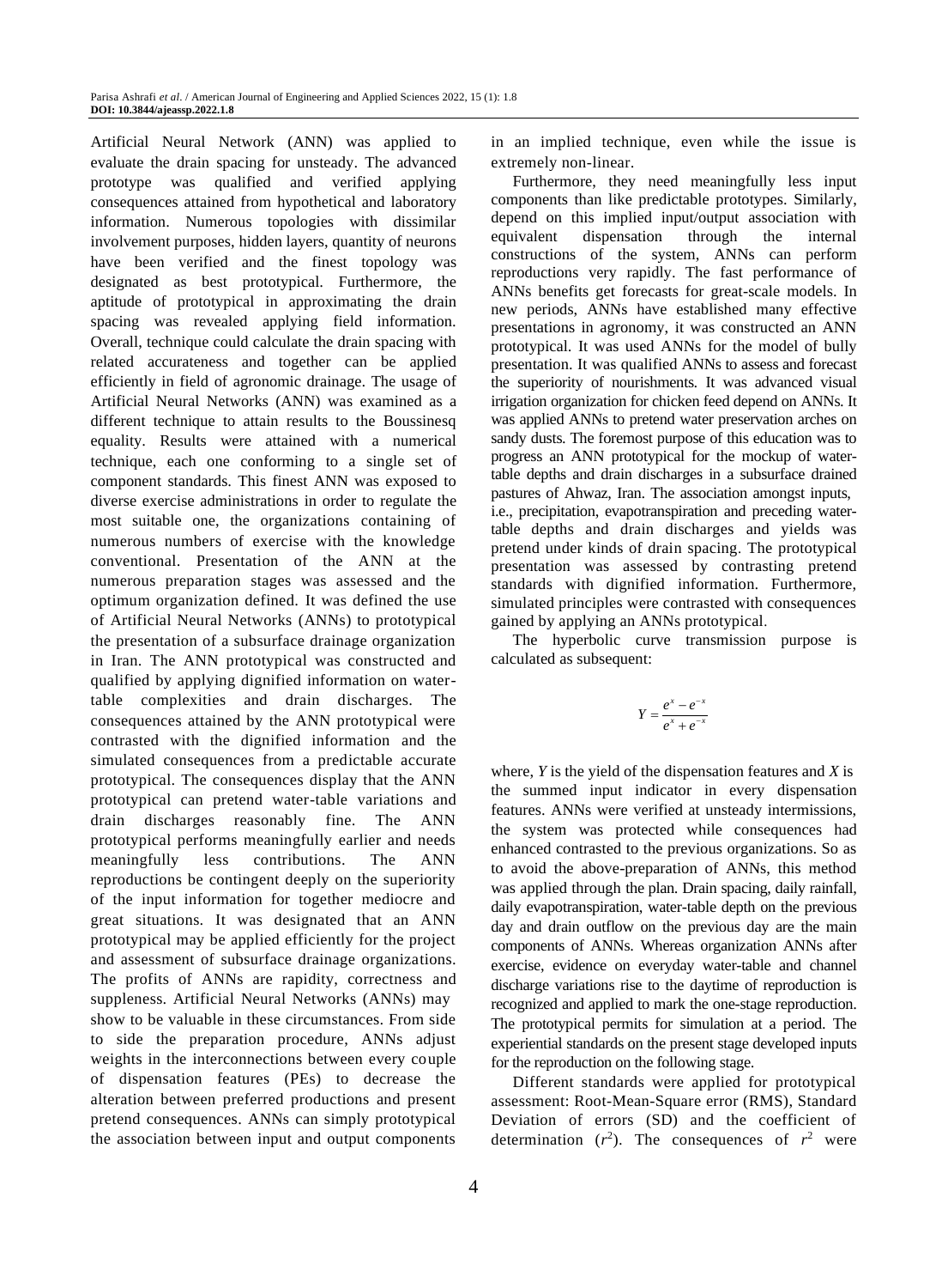Artificial Neural Network (ANN) was applied to evaluate the drain spacing for unsteady. The advanced prototype was qualified and verified applying consequences attained from hypothetical and laboratory information. Numerous topologies with dissimilar involvement purposes, hidden layers, quantity of neurons have been verified and the finest topology was designated as best prototypical. Furthermore, the aptitude of prototypical in approximating the drain spacing was revealed applying field information. Overall, technique could calculate the drain spacing with related accurateness and together can be applied efficiently in field of agronomic drainage. The usage of Artificial Neural Networks (ANN) was examined as a different technique to attain results to the Boussinesq equality. Results were attained with a numerical technique, each one conforming to a single set of component standards. This finest ANN was exposed to diverse exercise administrations in order to regulate the most suitable one, the organizations containing of numerous numbers of exercise with the knowledge conventional. Presentation of the ANN at the numerous preparation stages was assessed and the optimum organization defined. It was defined the use of Artificial Neural Networks (ANNs) to prototypical the presentation of a subsurface drainage organization in Iran. The ANN prototypical was constructed and qualified by applying dignified information on water-table complexities and drain discharges. The consequences attained by the ANN prototypical were contrasted with the dignified information and the simulated consequences from a predictable accurate prototypical. The consequences display that the ANN prototypical can pretend water-table variations and drain discharges reasonably fine. The ANN prototypical performs meaningfully earlier and needs meaningfully less contributions. The ANN reproductions be contingent deeply on the superiority of the input information for together mediocre and great situations. It was designated that an ANN prototypical may be applied efficiently for the project and assessment of subsurface drainage organizations. The profits of ANNs are rapidity, correctness and suppleness. Artificial Neural Networks (ANNs) may show to be valuable in these circumstances. From side to side the preparation procedure, ANNs adjust weights in the interconnections between every couple of dispensation features (PEs) to decrease the alteration between preferred productions and present pretend consequences. ANNs can simply prototypical the association between input and output components in an implied technique, even while the issue is extremely non-linear.

Furthermore, they need meaningfully less input components than like predictable prototypes. Similarly, depend on this implied input/output association with equivalent dispensation through the internal constructions of the system, ANNs can perform reproductions very rapidly. The fast performance of ANNs benefits get forecasts for great-scale models. In new periods, ANNs have established many effective presentations in agronomy, it was constructed an ANN prototypical. It was used ANNs for the model of bully presentation. It was qualified ANNs to assess and forecast the superiority of nourishments. It was advanced visual irrigation organization for chicken feed depend on ANNs. It was applied ANNs to pretend water preservation arches on sandy dusts. The foremost purpose of this education was to progress an ANN prototypical for the mockup of water-table depths and drain discharges in a subsurface drained pastures of Ahwaz, Iran. The association amongst inputs, i.e., precipitation, evapotranspiration and preceding water-table depths and drain discharges and yields was pretend under kinds of drain spacing. The prototypical presentation was assessed by contrasting pretend standards with dignified information. Furthermore, simulated principles were contrasted with consequences gained by applying an ANNs prototypical.

The hyperbolic curve transmission purpose is calculated as subsequent:

$$Y = \frac{e^{x} - e^{-x}}{e^{x} + e^{-x}}$$

where, $Y$ is the yield of the dispensation features and $X$ is the summed input indicator in every dispensation features. ANNs were verified at unsteady intermissions, the system was protected while consequences had enhanced contrasted to the previous organizations. So as to avoid the above-preparation of ANNs, this method was applied through the plan. Drain spacing, daily rainfall, daily evapotranspiration, water-table depth on the previous day and drain outflow on the previous day are the main components of ANNs. Whereas organization ANNs after exercise, evidence on everyday water-table and channel discharge variations rise to the daytime of reproduction is recognized and applied to mark the one-stage reproduction. The prototypical permits for simulation at a period. The experiential standards on the present stage developed inputs for the reproduction on the following stage.

Different standards were applied for prototypical assessment: Root-Mean-Square error (RMS), Standard Deviation of errors (SD) and the coefficient of determination ($r^2$). The consequences of $r^2$ were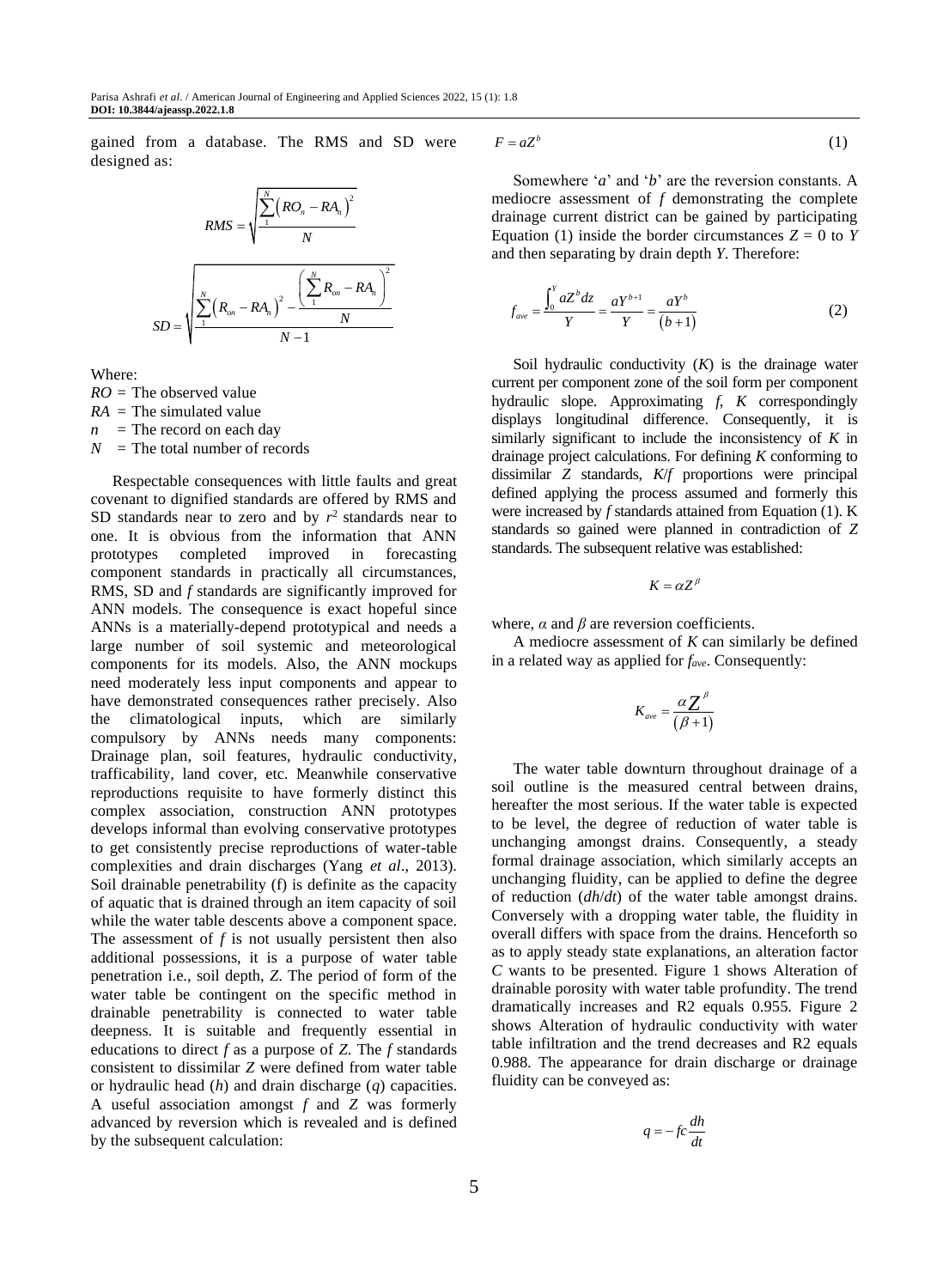gained from a database. The RMS and SD were designed as:

$$RMS = \sqrt{\frac{\sum_{1}^{N}\left(RO_n - RA_n\right)^2}{N}}$$

$$SD = \sqrt{\frac{\sum_{1}^{N}\left(R_{on} - RA_n\right)^2 - \frac{\left(\sum_{1}^{N} R_{on} - RA_n\right)^2}{N}}{N-1}}$$

Where:

$RO$ = The observed value
$RA$ = The simulated value
$n$ = The record on each day
$N$ = The total number of records

Respectable consequences with little faults and great covenant to dignified standards are offered by RMS and SD standards near to zero and by $r^2$ standards near to one. It is obvious from the information that ANN prototypes completed improved in forecasting component standards in practically all circumstances, RMS, SD and *f* standards are significantly improved for ANN models. The consequence is exact hopeful since ANNs is a materially-depend prototypical and needs a large number of soil systemic and meteorological components for its models. Also, the ANN mockups need moderately less input components and appear to have demonstrated consequences rather precisely. Also the climatological inputs, which are similarly compulsory by ANNs needs many components: Drainage plan, soil features, hydraulic conductivity, trafficability, land cover, etc. Meanwhile conservative reproductions requisite to have formerly distinct this complex association, construction ANN prototypes develops informal than evolving conservative prototypes to get consistently precise reproductions of water-table complexities and drain discharges (Yang *et al*., 2013). Soil drainable penetrability (f) is definite as the capacity of aquatic that is drained through an item capacity of soil while the water table descents above a component space. The assessment of *f* is not usually persistent then also additional possessions, it is a purpose of water table penetration i.e., soil depth, *Z*. The period of form of the water table be contingent on the specific method in drainable penetrability is connected to water table deepness. It is suitable and frequently essential in educations to direct *f* as a purpose of *Z*. The *f* standards consistent to dissimilar *Z* were defined from water table or hydraulic head (*h*) and drain discharge (*q*) capacities. A useful association amongst *f* and *Z* was formerly advanced by reversion which is revealed and is defined by the subsequent calculation:

$$F = aZ^b \tag{1}$$

Somewhere '*a*' and '*b*' are the reversion constants. A mediocre assessment of *f* demonstrating the complete drainage current district can be gained by participating Equation (1) inside the border circumstances $Z = 0$ to $Y$ and then separating by drain depth *Y*. Therefore:

$$f_{ave} = \frac{\int_0^Y aZ^b dz}{Y} = \frac{aY^{b+1}}{Y} = \frac{aY^b}{(b+1)} \tag{2}$$

Soil hydraulic conductivity (*K*) is the drainage water current per component zone of the soil form per component hydraulic slope. Approximating *f*, *K* correspondingly displays longitudinal difference. Consequently, it is similarly significant to include the inconsistency of *K* in drainage project calculations. For defining *K* conforming to dissimilar *Z* standards, *K*/*f* proportions were principal defined applying the process assumed and formerly this were increased by *f* standards attained from Equation (1). K standards so gained were planned in contradiction of *Z* standards. The subsequent relative was established:

$$K = \alpha Z^{\beta}$$

where, $\alpha$ and $\beta$ are reversion coefficients.

A mediocre assessment of *K* can similarly be defined in a related way as applied for $f_{ave}$. Consequently:

$$K_{ave} = \frac{\alpha Z^{\beta}}{(\beta+1)}$$

The water table downturn throughout drainage of a soil outline is the measured central between drains, hereafter the most serious. If the water table is expected to be level, the degree of reduction of water table is unchanging amongst drains. Consequently, a steady formal drainage association, which similarly accepts an unchanging fluidity, can be applied to define the degree of reduction ($dh/dt$) of the water table amongst drains. Conversely with a dropping water table, the fluidity in overall differs with space from the drains. Henceforth so as to apply steady state explanations, an alteration factor *C* wants to be presented. Figure 1 shows Alteration of drainable porosity with water table profundity. The trend dramatically increases and R2 equals 0.955. Figure 2 shows Alteration of hydraulic conductivity with water table infiltration and the trend decreases and R2 equals 0.988. The appearance for drain discharge or drainage fluidity can be conveyed as:

$$q = -fc\frac{dh}{dt}$$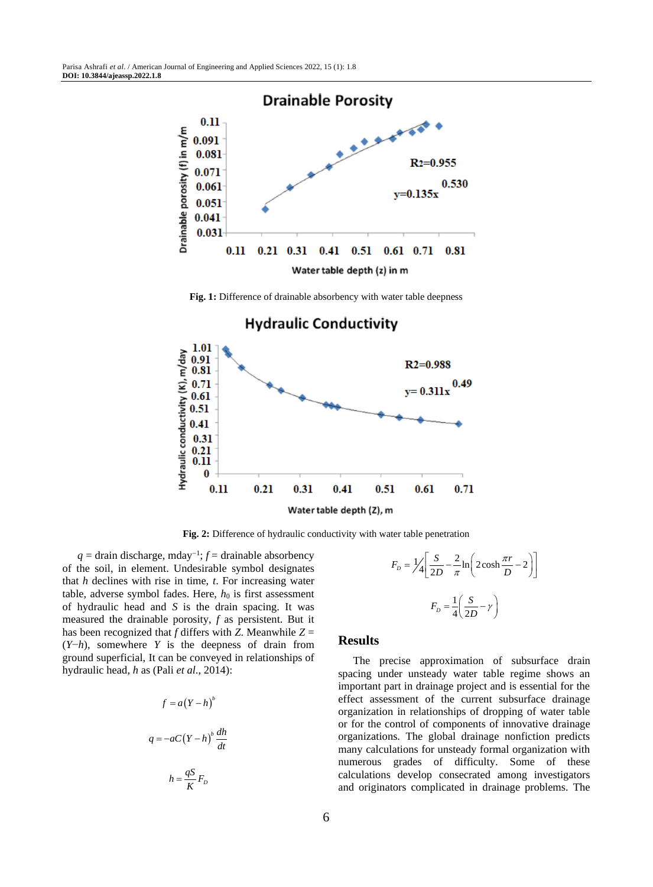Fig. 1: Difference of drainable absorbency with water table deepness

Fig. 2: Difference of hydraulic conductivity with water table penetration

$q$ = drain discharge, mday$^{-1}$; $f$ = drainable absorbency of the soil, in element. Undesirable symbol designates that $h$ declines with rise in time, $t$. For increasing water table, adverse symbol fades. Here, $h_0$ is first assessment of hydraulic head and $S$ is the drain spacing. It was measured the drainable porosity, $f$ as persistent. But it has been recognized that $f$ differs with $Z$. Meanwhile $Z = (Y-h)$, somewhere $Y$ is the deepness of drain from ground superficial, It can be conveyed in relationships of hydraulic head, $h$ as (Pali *et al*., 2014):

$$f = a(Y-h)^b$$

$$q = -aC(Y-h)^b \frac{dh}{dt}$$

$$h = \frac{qS}{K} F_D$$

$$F_D = \frac{1}{4}\left[\frac{S}{2D} - \frac{2}{\pi}\ln\left(2\cosh\frac{\pi r}{D} - 2\right)\right]$$

$$F_D = \frac{1}{4}\left(\frac{S}{2D} - \gamma\right)$$

## Results

The precise approximation of subsurface drain spacing under unsteady water table regime shows an important part in drainage project and is essential for the effect assessment of the current subsurface drainage organization in relationships of dropping of water table or for the control of components of innovative drainage organizations. The global drainage nonfiction predicts many calculations for unsteady formal organization with numerous grades of difficulty. Some of these calculations develop consecrated among investigators and originators complicated in drainage problems. The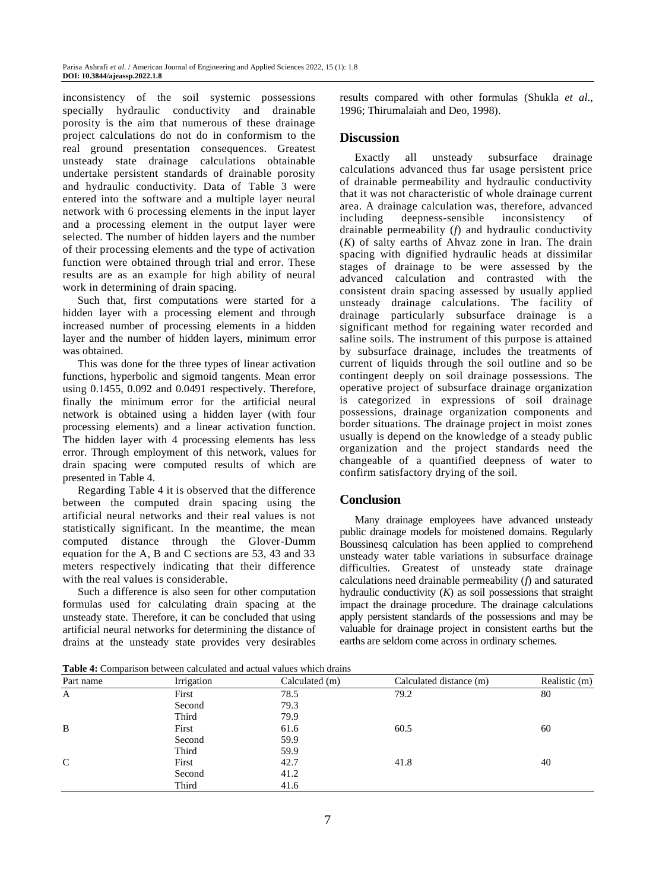inconsistency of the soil systemic possessions specially hydraulic conductivity and drainable porosity is the aim that numerous of these drainage project calculations do not do in conformism to the real ground presentation consequences. Greatest unsteady state drainage calculations obtainable undertake persistent standards of drainable porosity and hydraulic conductivity. Data of Table 3 were entered into the software and a multiple layer neural network with 6 processing elements in the input layer and a processing element in the output layer were selected. The number of hidden layers and the number of their processing elements and the type of activation function were obtained through trial and error. These results are as an example for high ability of neural work in determining of drain spacing.

Such that, first computations were started for a hidden layer with a processing element and through increased number of processing elements in a hidden layer and the number of hidden layers, minimum error was obtained.

This was done for the three types of linear activation functions, hyperbolic and sigmoid tangents. Mean error using 0.1455, 0.092 and 0.0491 respectively. Therefore, finally the minimum error for the artificial neural network is obtained using a hidden layer (with four processing elements) and a linear activation function. The hidden layer with 4 processing elements has less error. Through employment of this network, values for drain spacing were computed results of which are presented in Table 4.

Regarding Table 4 it is observed that the difference between the computed drain spacing using the artificial neural networks and their real values is not statistically significant. In the meantime, the mean computed distance through the Glover-Dumm equation for the A, B and C sections are 53, 43 and 33 meters respectively indicating that their difference with the real values is considerable.

Such a difference is also seen for other computation formulas used for calculating drain spacing at the unsteady state. Therefore, it can be concluded that using artificial neural networks for determining the distance of drains at the unsteady state provides very desirables results compared with other formulas (Shukla *et al*., 1996; Thirumalaiah and Deo, 1998).

## Discussion

Exactly all unsteady subsurface drainage calculations advanced thus far usage persistent price of drainable permeability and hydraulic conductivity that it was not characteristic of whole drainage current area. A drainage calculation was, therefore, advanced including deepness-sensible inconsistency of drainable permeability (*f*) and hydraulic conductivity (*K*) of salty earths of Ahvaz zone in Iran. The drain spacing with dignified hydraulic heads at dissimilar stages of drainage to be were assessed by the advanced calculation and contrasted with the consistent drain spacing assessed by usually applied unsteady drainage calculations. The facility of drainage particularly subsurface drainage is a significant method for regaining water recorded and saline soils. The instrument of this purpose is attained by subsurface drainage, includes the treatments of current of liquids through the soil outline and so be contingent deeply on soil drainage possessions. The operative project of subsurface drainage organization is categorized in expressions of soil drainage possessions, drainage organization components and border situations. The drainage project in moist zones usually is depend on the knowledge of a steady public organization and the project standards need the changeable of a quantified deepness of water to confirm satisfactory drying of the soil.

## Conclusion

Many drainage employees have advanced unsteady public drainage models for moistened domains. Regularly Boussinesq calculation has been applied to comprehend unsteady water table variations in subsurface drainage difficulties. Greatest of unsteady state drainage calculations need drainable permeability (*f*) and saturated hydraulic conductivity (*K*) as soil possessions that straight impact the drainage procedure. The drainage calculations apply persistent standards of the possessions and may be valuable for drainage project in consistent earths but the earths are seldom come across in ordinary schemes.

**Table 4:** Comparison between calculated and actual values which drains

| Part name | Irrigation | Calculated (m) | Calculated distance (m) | Realistic (m) |
|---|---|---|---|---|
| A | First | 78.5 | 79.2 | 80 |
| | Second | 79.3 | | |
| | Third | 79.9 | | |
| B | First | 61.6 | 60.5 | 60 |
| | Second | 59.9 | | |
| | Third | 59.9 | | |
| C | First | 42.7 | 41.8 | 40 |
| | Second | 41.2 | | |
| | Third | 41.6 | | |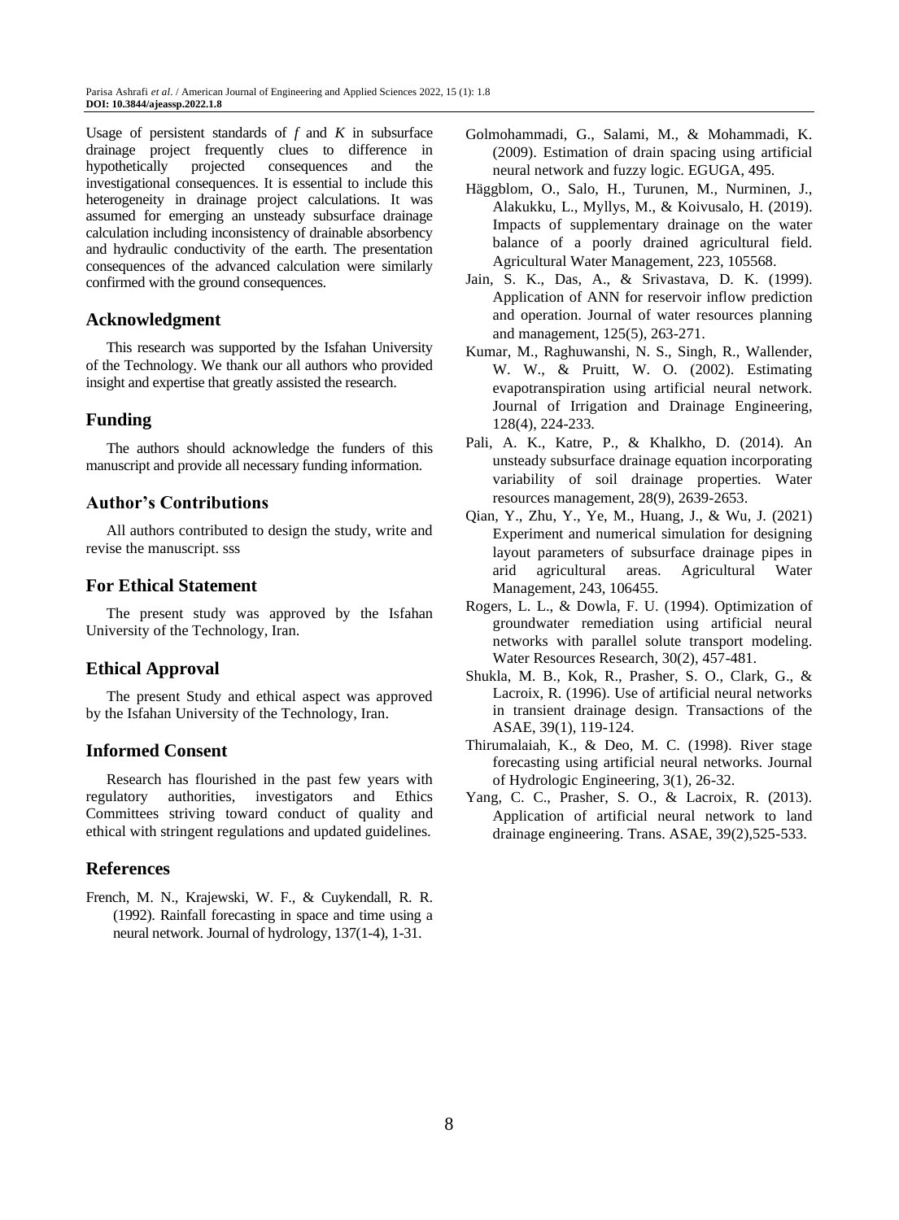Usage of persistent standards of *f* and *K* in subsurface drainage project frequently clues to difference in hypothetically projected consequences and the investigational consequences. It is essential to include this heterogeneity in drainage project calculations. It was assumed for emerging an unsteady subsurface drainage calculation including inconsistency of drainable absorbency and hydraulic conductivity of the earth. The presentation consequences of the advanced calculation were similarly confirmed with the ground consequences.

## Acknowledgment

This research was supported by the Isfahan University of the Technology. We thank our all authors who provided insight and expertise that greatly assisted the research.

## Funding

The authors should acknowledge the funders of this manuscript and provide all necessary funding information.

## Author's Contributions

All authors contributed to design the study, write and revise the manuscript. sss

## For Ethical Statement

The present study was approved by the Isfahan University of the Technology, Iran.

## Ethical Approval

The present Study and ethical aspect was approved by the Isfahan University of the Technology, Iran.

## Informed Consent

Research has flourished in the past few years with regulatory authorities, investigators and Ethics Committees striving toward conduct of quality and ethical with stringent regulations and updated guidelines.

## References

French, M. N., Krajewski, W. F., & Cuykendall, R. R. (1992). Rainfall forecasting in space and time using a neural network. Journal of hydrology, 137(1-4), 1-31.

Golmohammadi, G., Salami, M., & Mohammadi, K. (2009). Estimation of drain spacing using artificial neural network and fuzzy logic. EGUGA, 495.

Häggblom, O., Salo, H., Turunen, M., Nurminen, J., Alakukku, L., Myllys, M., & Koivusalo, H. (2019). Impacts of supplementary drainage on the water balance of a poorly drained agricultural field. Agricultural Water Management, 223, 105568.

Jain, S. K., Das, A., & Srivastava, D. K. (1999). Application of ANN for reservoir inflow prediction and operation. Journal of water resources planning and management, 125(5), 263-271.

Kumar, M., Raghuwanshi, N. S., Singh, R., Wallender, W. W., & Pruitt, W. O. (2002). Estimating evapotranspiration using artificial neural network. Journal of Irrigation and Drainage Engineering, 128(4), 224-233.

Pali, A. K., Katre, P., & Khalkho, D. (2014). An unsteady subsurface drainage equation incorporating variability of soil drainage properties. Water resources management, 28(9), 2639-2653.

Qian, Y., Zhu, Y., Ye, M., Huang, J., & Wu, J. (2021) Experiment and numerical simulation for designing layout parameters of subsurface drainage pipes in arid agricultural areas. Agricultural Water Management, 243, 106455.

Rogers, L. L., & Dowla, F. U. (1994). Optimization of groundwater remediation using artificial neural networks with parallel solute transport modeling. Water Resources Research, 30(2), 457-481.

Shukla, M. B., Kok, R., Prasher, S. O., Clark, G., & Lacroix, R. (1996). Use of artificial neural networks in transient drainage design. Transactions of the ASAE, 39(1), 119-124.

Thirumalaiah, K., & Deo, M. C. (1998). River stage forecasting using artificial neural networks. Journal of Hydrologic Engineering, 3(1), 26-32.

Yang, C. C., Prasher, S. O., & Lacroix, R. (2013). Application of artificial neural network to land drainage engineering. Trans. ASAE, 39(2),525-533.